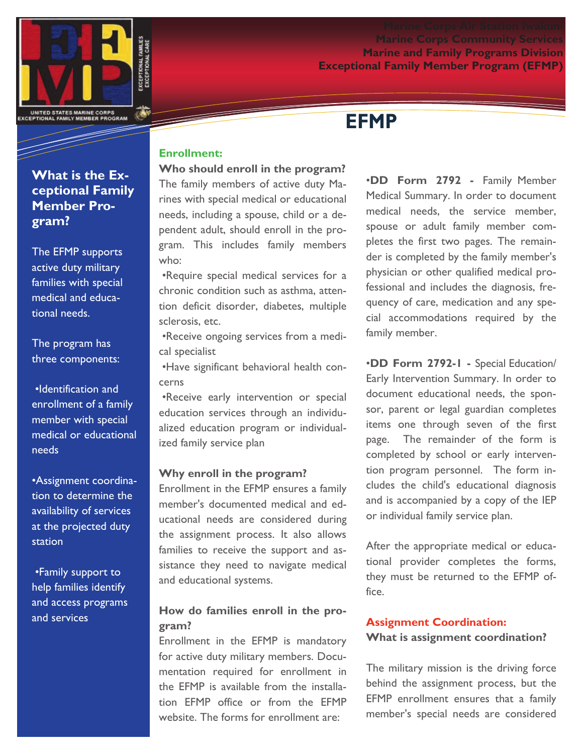Marine Corps Air Station Iwakuni
Marine Corps Community Services
Marine and Family Programs Division
Exceptional Family Member Program (EFMP)

# EFMP

## What is the Exceptional Family Member Program?

The EFMP supports active duty military families with special medical and educational needs.

The program has three components:

- •Identification and enrollment of a family member with special medical or educational needs
- •Assignment coordination to determine the availability of services at the projected duty station
- •Family support to help families identify and access programs and services

## Enrollment:

**Who should enroll in the program?**
The family members of active duty Marines with special medical or educational needs, including a spouse, child or a dependent adult, should enroll in the program. This includes family members who:

- •Require special medical services for a chronic condition such as asthma, attention deficit disorder, diabetes, multiple sclerosis, etc.
- •Receive ongoing services from a medical specialist
- •Have significant behavioral health concerns
- •Receive early intervention or special education services through an individualized education program or individualized family service plan

**Why enroll in the program?**
Enrollment in the EFMP ensures a family member's documented medical and educational needs are considered during the assignment process. It also allows families to receive the support and assistance they need to navigate medical and educational systems.

**How do families enroll in the program?**
Enrollment in the EFMP is mandatory for active duty military members. Documentation required for enrollment in the EFMP is available from the installation EFMP office or from the EFMP website. The forms for enrollment are:

**•DD Form 2792 -** Family Member Medical Summary. In order to document medical needs, the service member, spouse or adult family member completes the first two pages. The remainder is completed by the family member's physician or other qualified medical professional and includes the diagnosis, frequency of care, medication and any special accommodations required by the family member.

**•DD Form 2792-1 -** Special Education/ Early Intervention Summary. In order to document educational needs, the sponsor, parent or legal guardian completes items one through seven of the first page. The remainder of the form is completed by school or early intervention program personnel. The form includes the child's educational diagnosis and is accompanied by a copy of the IEP or individual family service plan.

After the appropriate medical or educational provider completes the forms, they must be returned to the EFMP office.

## Assignment Coordination:

**What is assignment coordination?**

The military mission is the driving force behind the assignment process, but the EFMP enrollment ensures that a family member's special needs are considered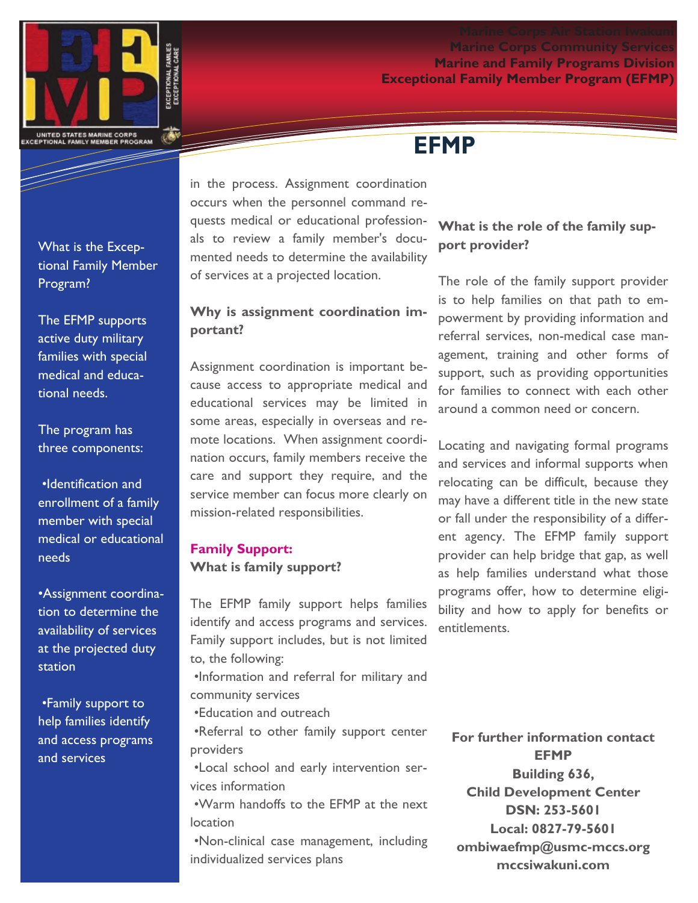Marine Corps Air Station Iwakuni
Marine Corps Community Services
Marine and Family Programs Division
Exceptional Family Member Program (EFMP)

# EFMP

What is the Exceptional Family Member Program?

The EFMP supports active duty military families with special medical and educational needs.

The program has three components:

- Identification and enrollment of a family member with special medical or educational needs
- Assignment coordination to determine the availability of services at the projected duty station
- Family support to help families identify and access programs and services

in the process. Assignment coordination occurs when the personnel command requests medical or educational professionals to review a family member's documented needs to determine the availability of services at a projected location.

**Why is assignment coordination important?**

Assignment coordination is important because access to appropriate medical and educational services may be limited in some areas, especially in overseas and remote locations. When assignment coordination occurs, family members receive the care and support they require, and the service member can focus more clearly on mission-related responsibilities.

**Family Support:**
**What is family support?**

The EFMP family support helps families identify and access programs and services. Family support includes, but is not limited to, the following:

- Information and referral for military and community services
- Education and outreach
- Referral to other family support center providers
- Local school and early intervention services information
- Warm handoffs to the EFMP at the next location
- Non-clinical case management, including individualized services plans

**What is the role of the family support provider?**

The role of the family support provider is to help families on that path to empowerment by providing information and referral services, non-medical case management, training and other forms of support, such as providing opportunities for families to connect with each other around a common need or concern.

Locating and navigating formal programs and services and informal supports when relocating can be difficult, because they may have a different title in the new state or fall under the responsibility of a different agency. The EFMP family support provider can help bridge that gap, as well as help families understand what those programs offer, how to determine eligibility and how to apply for benefits or entitlements.

**For further information contact**
**EFMP**
**Building 636,**
**Child Development Center**
**DSN: 253-5601**
**Local: 0827-79-5601**
**ombiwaefmp@usmc-mccs.org**
**mccsiwakuni.com**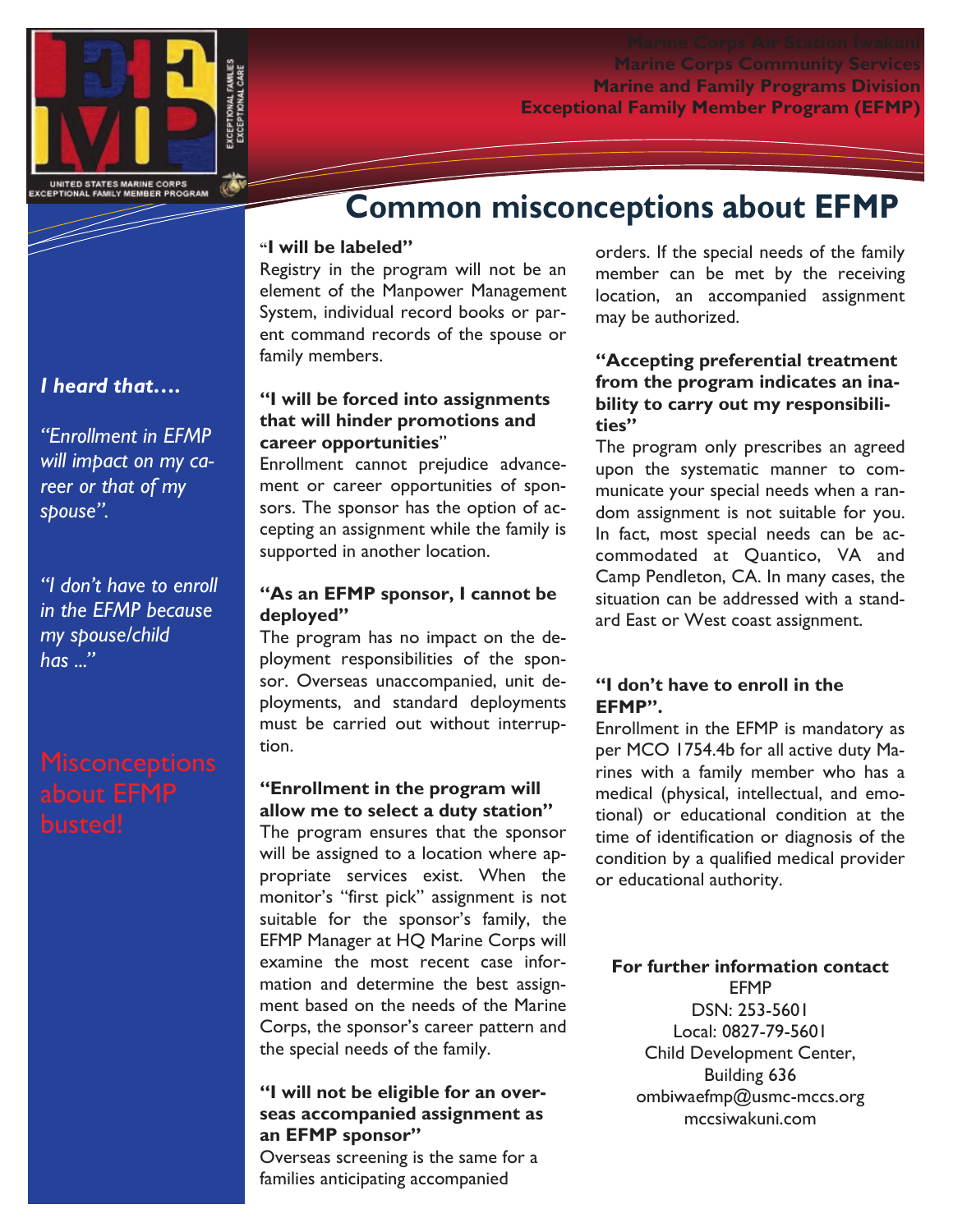Marine Corps Air Station Iwakuni
Marine Corps Community Services
Marine and Family Programs Division
Exceptional Family Member Program (EFMP)

# Common misconceptions about EFMP

*I heard that….*

*"Enrollment in EFMP will impact on my career or that of my spouse".*

*"I don't have to enroll in the EFMP because my spouse/child has ..."*

Misconceptions about EFMP busted!

**"I will be labeled"**

Registry in the program will not be an element of the Manpower Management System, individual record books or parent command records of the spouse or family members.

**"I will be forced into assignments that will hinder promotions and career opportunities"**

Enrollment cannot prejudice advancement or career opportunities of sponsors. The sponsor has the option of accepting an assignment while the family is supported in another location.

**"As an EFMP sponsor, I cannot be deployed"**

The program has no impact on the deployment responsibilities of the sponsor. Overseas unaccompanied, unit deployments, and standard deployments must be carried out without interruption.

**"Enrollment in the program will allow me to select a duty station"**

The program ensures that the sponsor will be assigned to a location where appropriate services exist. When the monitor's "first pick" assignment is not suitable for the sponsor's family, the EFMP Manager at HQ Marine Corps will examine the most recent case information and determine the best assignment based on the needs of the Marine Corps, the sponsor's career pattern and the special needs of the family.

**"I will not be eligible for an overseas accompanied assignment as an EFMP sponsor"**

Overseas screening is the same for a families anticipating accompanied orders. If the special needs of the family member can be met by the receiving location, an accompanied assignment may be authorized.

**"Accepting preferential treatment from the program indicates an inability to carry out my responsibilities"**

The program only prescribes an agreed upon the systematic manner to communicate your special needs when a random assignment is not suitable for you. In fact, most special needs can be accommodated at Quantico, VA and Camp Pendleton, CA. In many cases, the situation can be addressed with a standard East or West coast assignment.

**"I don't have to enroll in the EFMP".**

Enrollment in the EFMP is mandatory as per MCO 1754.4b for all active duty Marines with a family member who has a medical (physical, intellectual, and emotional) or educational condition at the time of identification or diagnosis of the condition by a qualified medical provider or educational authority.

**For further information contact**
EFMP
DSN: 253-5601
Local: 0827-79-5601
Child Development Center,
Building 636
ombiwaefmp@usmc-mccs.org
mccsiwakuni.com